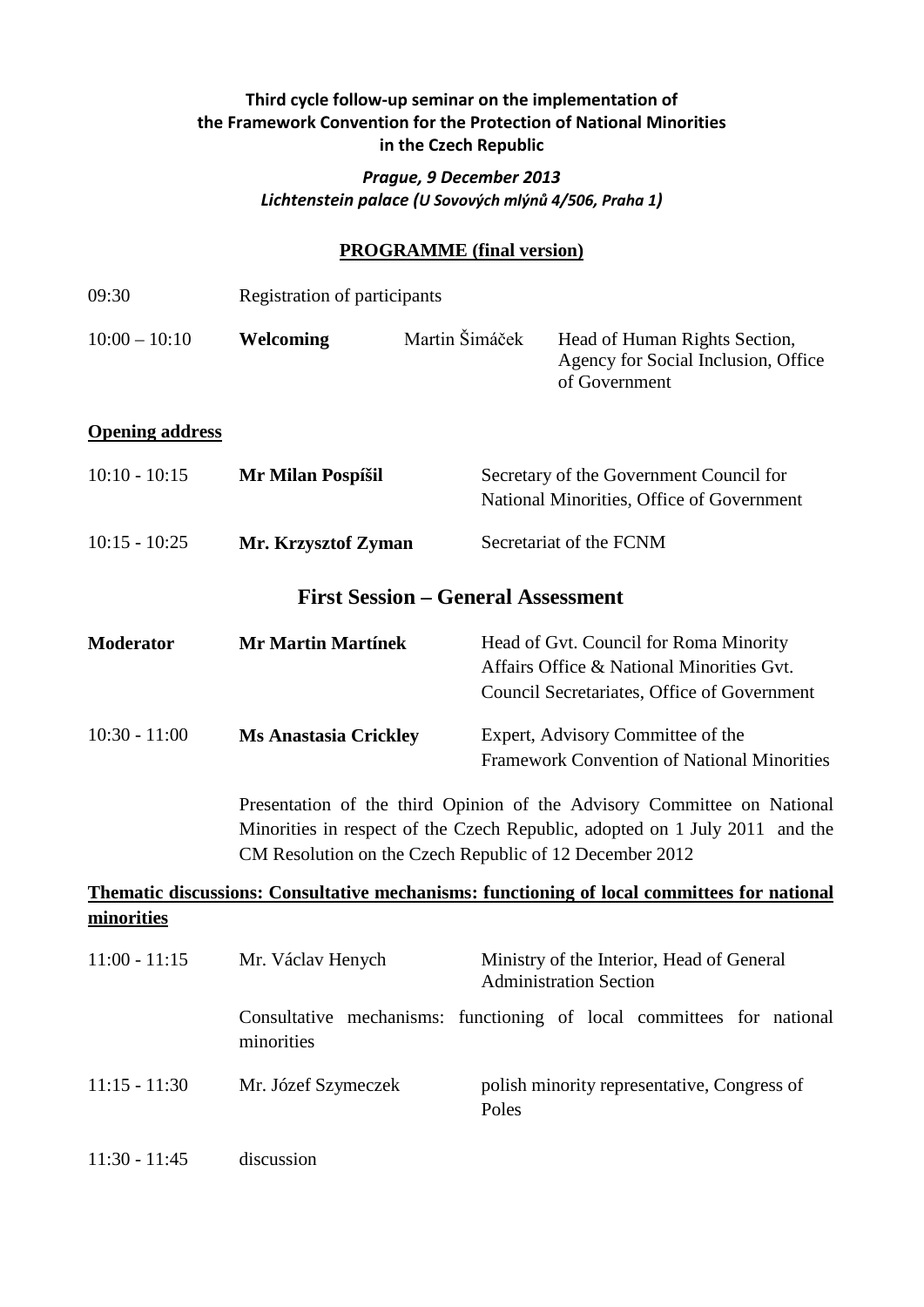**Third cycle follow-up seminar on the implementation of the Framework Convention for the Protection of National Minorities in the Czech Republic**

***Prague, 9 December 2013***
***Lichtenstein palace (U Sovových mlýnů 4/506, Praha 1)***

**PROGRAMME (final version)**

09:30 Registration of participants

10:00 – 10:10 **Welcoming** Martin Šimáček Head of Human Rights Section, Agency for Social Inclusion, Office of Government

**Opening address**

10:10 - 10:15 **Mr Milan Pospíšil** Secretary of the Government Council for National Minorities, Office of Government

10:15 - 10:25 **Mr. Krzysztof Zyman** Secretariat of the FCNM

## First Session – General Assessment

**Moderator** **Mr Martin Martínek** Head of Gvt. Council for Roma Minority Affairs Office & National Minorities Gvt. Council Secretariates, Office of Government

10:30 - 11:00 **Ms Anastasia Crickley** Expert, Advisory Committee of the Framework Convention of National Minorities

Presentation of the third Opinion of the Advisory Committee on National Minorities in respect of the Czech Republic, adopted on 1 July 2011 and the CM Resolution on the Czech Republic of 12 December 2012

**Thematic discussions: Consultative mechanisms: functioning of local committees for national minorities**

11:00 - 11:15 Mr. Václav Henych Ministry of the Interior, Head of General Administration Section

Consultative mechanisms: functioning of local committees for national minorities

11:15 - 11:30 Mr. Józef Szymeczek polish minority representative, Congress of Poles

11:30 - 11:45 discussion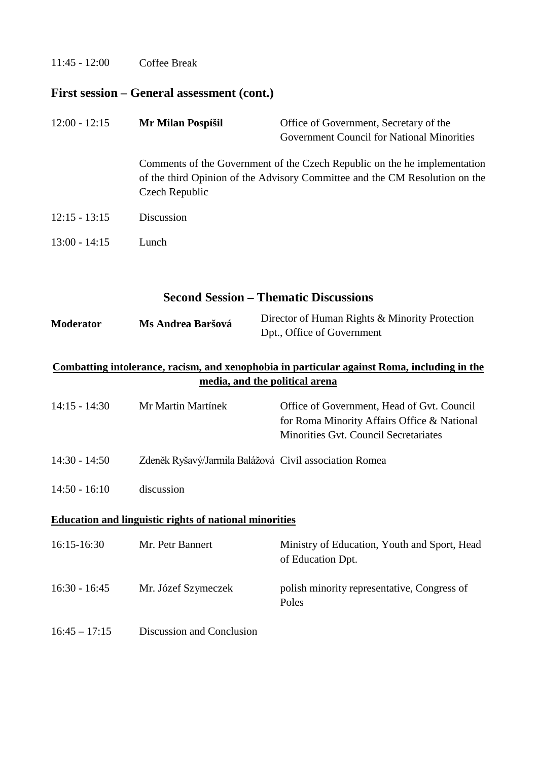| | | |
|---|---|---|
| 11:45 - 12:00 | Coffee Break | |

## First session – General assessment (cont.)

| | | |
|---|---|---|
| 12:00 - 12:15 | **Mr Milan Pospíšil** | Office of Government, Secretary of the Government Council for National Minorities |
| | Comments of the Government of the Czech Republic on the he implementation of the third Opinion of the Advisory Committee and the CM Resolution on the Czech Republic | |
| 12:15 - 13:15 | Discussion | |
| 13:00 - 14:15 | Lunch | |

## Second Session – Thematic Discussions

| | | |
|---|---|---|
| **Moderator** | **Ms Andrea Baršová** | Director of Human Rights & Minority Protection Dpt., Office of Government |

### Combatting intolerance, racism, and xenophobia in particular against Roma, including in the media, and the political arena

| | | |
|---|---|---|
| 14:15 - 14:30 | Mr Martin Martínek | Office of Government, Head of Gvt. Council for Roma Minority Affairs Office & National Minorities Gvt. Council Secretariates |
| 14:30 - 14:50 | Zdeněk Ryšavý/Jarmila Balážová | Civil association Romea |
| 14:50 - 16:10 | discussion | |

### Education and linguistic rights of national minorities

| | | |
|---|---|---|
| 16:15-16:30 | Mr. Petr Bannert | Ministry of Education, Youth and Sport, Head of Education Dpt. |
| 16:30 - 16:45 | Mr. Józef Szymeczek | polish minority representative, Congress of Poles |
| 16:45 – 17:15 | Discussion and Conclusion | |